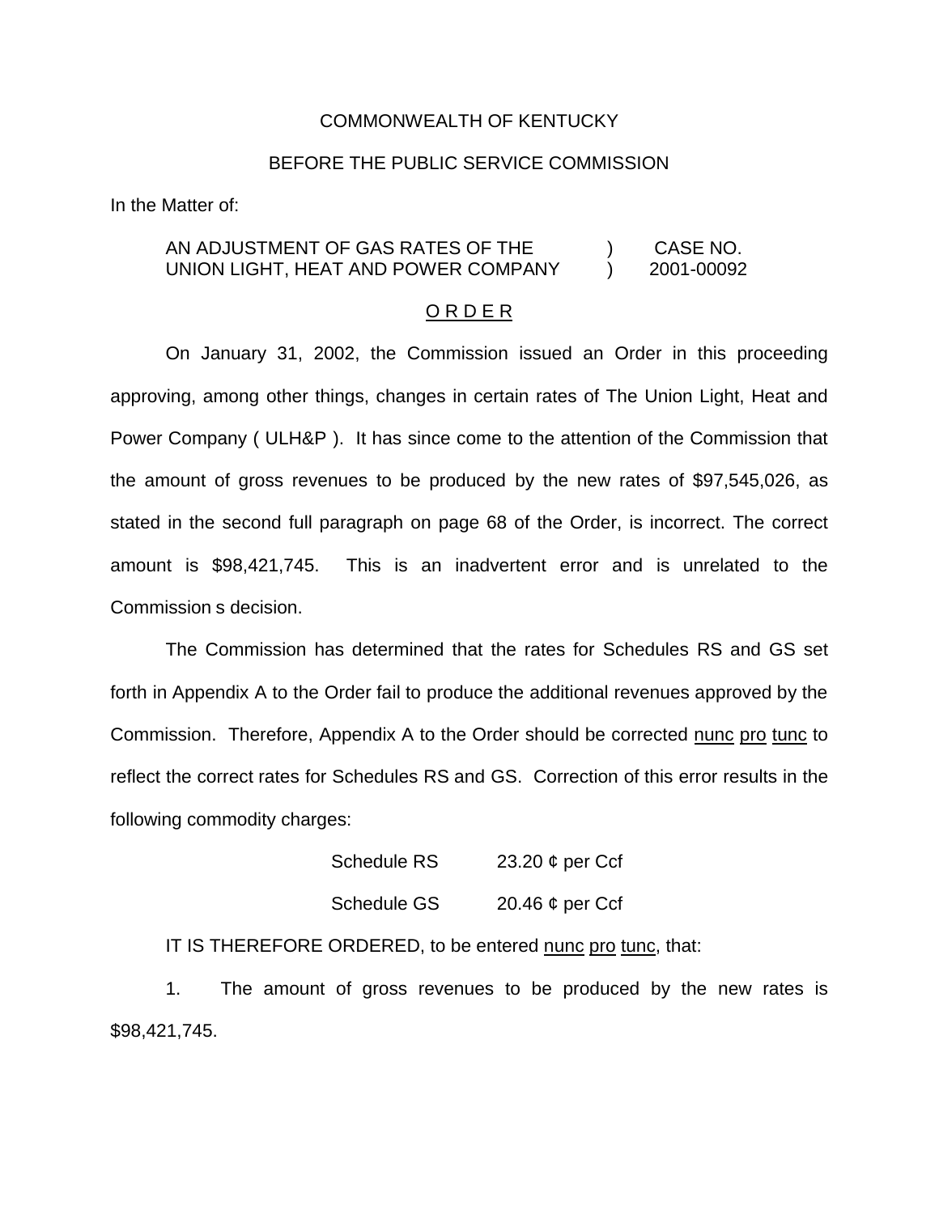COMMONWEALTH OF KENTUCKY

BEFORE THE PUBLIC SERVICE COMMISSION

In the Matter of:

| | | |
|---|---|---|
| AN ADJUSTMENT OF GAS RATES OF THE UNION LIGHT, HEAT AND POWER COMPANY | ) ) | CASE NO. 2001-00092 |

## O R D E R

On January 31, 2002, the Commission issued an Order in this proceeding approving, among other things, changes in certain rates of The Union Light, Heat and Power Company ( ULH&P ). It has since come to the attention of the Commission that the amount of gross revenues to be produced by the new rates of $97,545,026, as stated in the second full paragraph on page 68 of the Order, is incorrect. The correct amount is $98,421,745. This is an inadvertent error and is unrelated to the Commission s decision.

The Commission has determined that the rates for Schedules RS and GS set forth in Appendix A to the Order fail to produce the additional revenues approved by the Commission. Therefore, Appendix A to the Order should be corrected nunc pro tunc to reflect the correct rates for Schedules RS and GS. Correction of this error results in the following commodity charges:

| | |
|---|---|
| Schedule RS | 23.20 ¢ per Ccf |
| Schedule GS | 20.46 ¢ per Ccf |

IT IS THEREFORE ORDERED, to be entered nunc pro tunc, that:

1. The amount of gross revenues to be produced by the new rates is $98,421,745.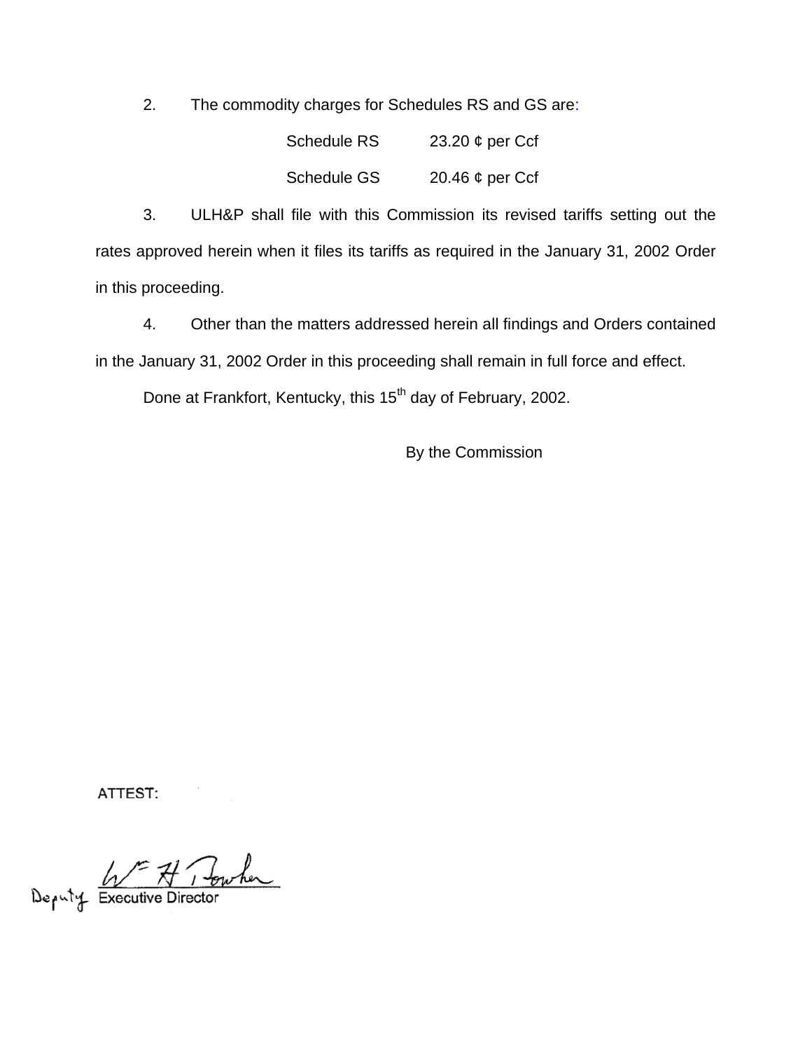2. The commodity charges for Schedules RS and GS are:

| | |
|---|---|
| Schedule RS | 23.20 ¢ per Ccf |
| Schedule GS | 20.46 ¢ per Ccf |

3. ULH&P shall file with this Commission its revised tariffs setting out the rates approved herein when it files its tariffs as required in the January 31, 2002 Order in this proceeding.

4. Other than the matters addressed herein all findings and Orders contained in the January 31, 2002 Order in this proceeding shall remain in full force and effect.

Done at Frankfort, Kentucky, this 15th day of February, 2002.

By the Commission

ATTEST:

Deputy Executive Director